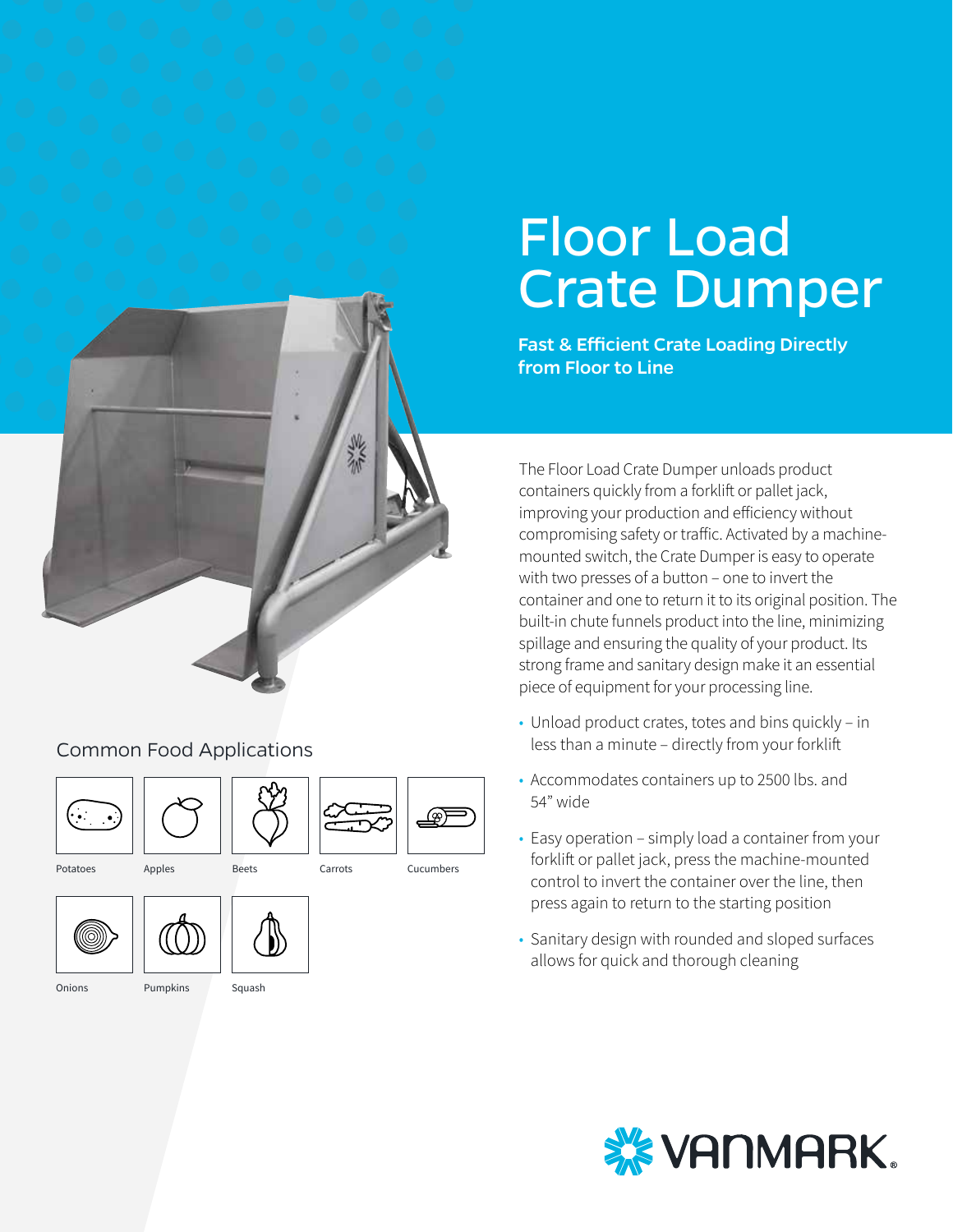# Floor Load Crate Dumper

**Fast & Efficient Crate Loading Directly from Floor to Line**

The Floor Load Crate Dumper unloads product containers quickly from a forklift or pallet jack, improving your production and efficiency without compromising safety or traffic. Activated by a machine-mounted switch, the Crate Dumper is easy to operate with two presses of a button – one to invert the container and one to return it to its original position. The built-in chute funnels product into the line, minimizing spillage and ensuring the quality of your product. Its strong frame and sanitary design make it an essential piece of equipment for your processing line.

- Unload product crates, totes and bins quickly – in less than a minute – directly from your forklift
- Accommodates containers up to 2500 lbs. and 54" wide
- Easy operation – simply load a container from your forklift or pallet jack, press the machine-mounted control to invert the container over the line, then press again to return to the starting position
- Sanitary design with rounded and sloped surfaces allows for quick and thorough cleaning

## Common Food Applications

Potatoes

Apples

Beets

Carrots

Cucumbers

Onions

Pumpkins

Squash

VANMARK.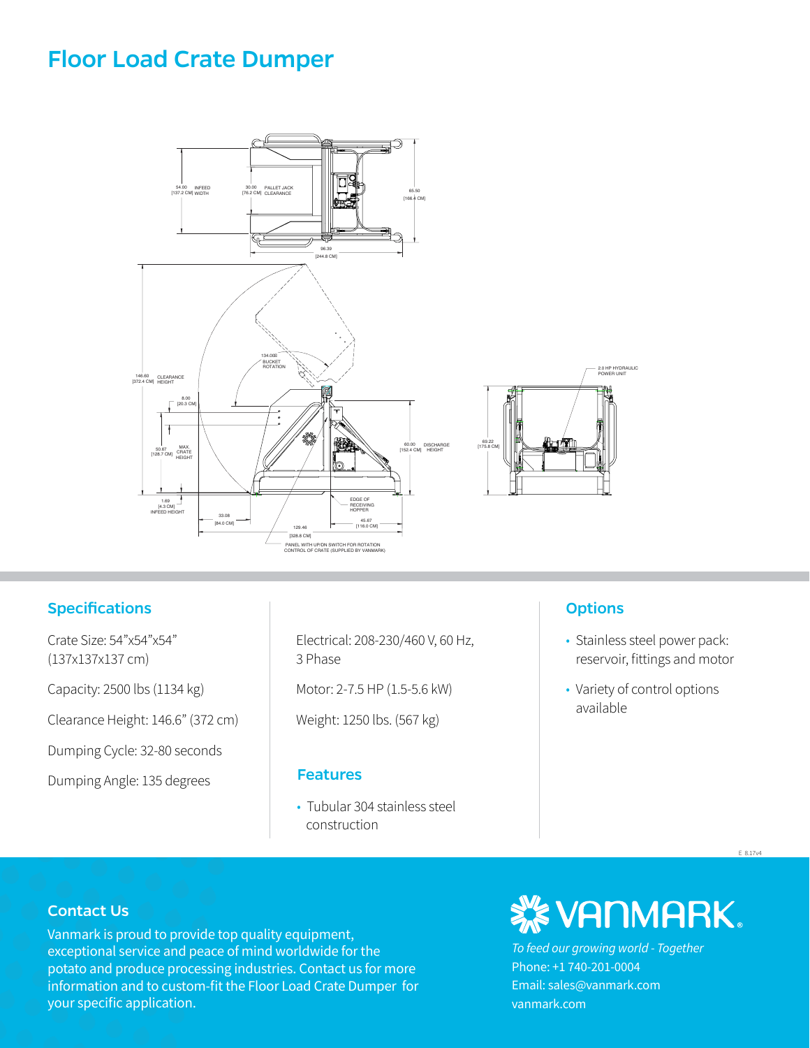# Floor Load Crate Dumper

54.00 [137.2 CM] INFEED WIDTH

30.00 [76.2 CM] PALLET JACK CLEARANCE

65.50 [166.4 CM]

96.39 [244.8 CM]

134.00 BUCKET ROTATION

146.60 [372.4 CM] CLEARANCE HEIGHT

8.00 [20.3 CM]

50.67 [128.7 CM] MAX. CRATE HEIGHT

1.69 [4.3 CM] INFEED HEIGHT

33.08 [84.0 CM]

129.46 [328.8 CM]

PANEL WITH UP/DN SWITCH FOR ROTATION CONTROL OF CRATE (SUPPLIED BY VANMARK)

EDGE OF RECEIVING HOPPER

45.67 [116.0 CM]

60.00 [152.4 CM] DISCHARGE HEIGHT

69.22 [175.8 CM]

2.0 HP HYDRAULIC POWER UNIT

## Specifications

Crate Size: 54"x54"x54" (137x137x137 cm)

Capacity: 2500 lbs (1134 kg)

Clearance Height: 146.6" (372 cm)

Dumping Cycle: 32-80 seconds

Dumping Angle: 135 degrees

Electrical: 208-230/460 V, 60 Hz, 3 Phase

Motor: 2-7.5 HP (1.5-5.6 kW)

Weight: 1250 lbs. (567 kg)

## Features

- Tubular 304 stainless steel construction

## Options

- Stainless steel power pack: reservoir, fittings and motor
- Variety of control options available

E 8.17v4

## Contact Us

Vanmark is proud to provide top quality equipment, exceptional service and peace of mind worldwide for the potato and produce processing industries. Contact us for more information and to custom-fit the Floor Load Crate Dumper for your specific application.

VANMARK

*To feed our growing world - Together*

Phone: +1 740-201-0004

Email: sales@vanmark.com

vanmark.com